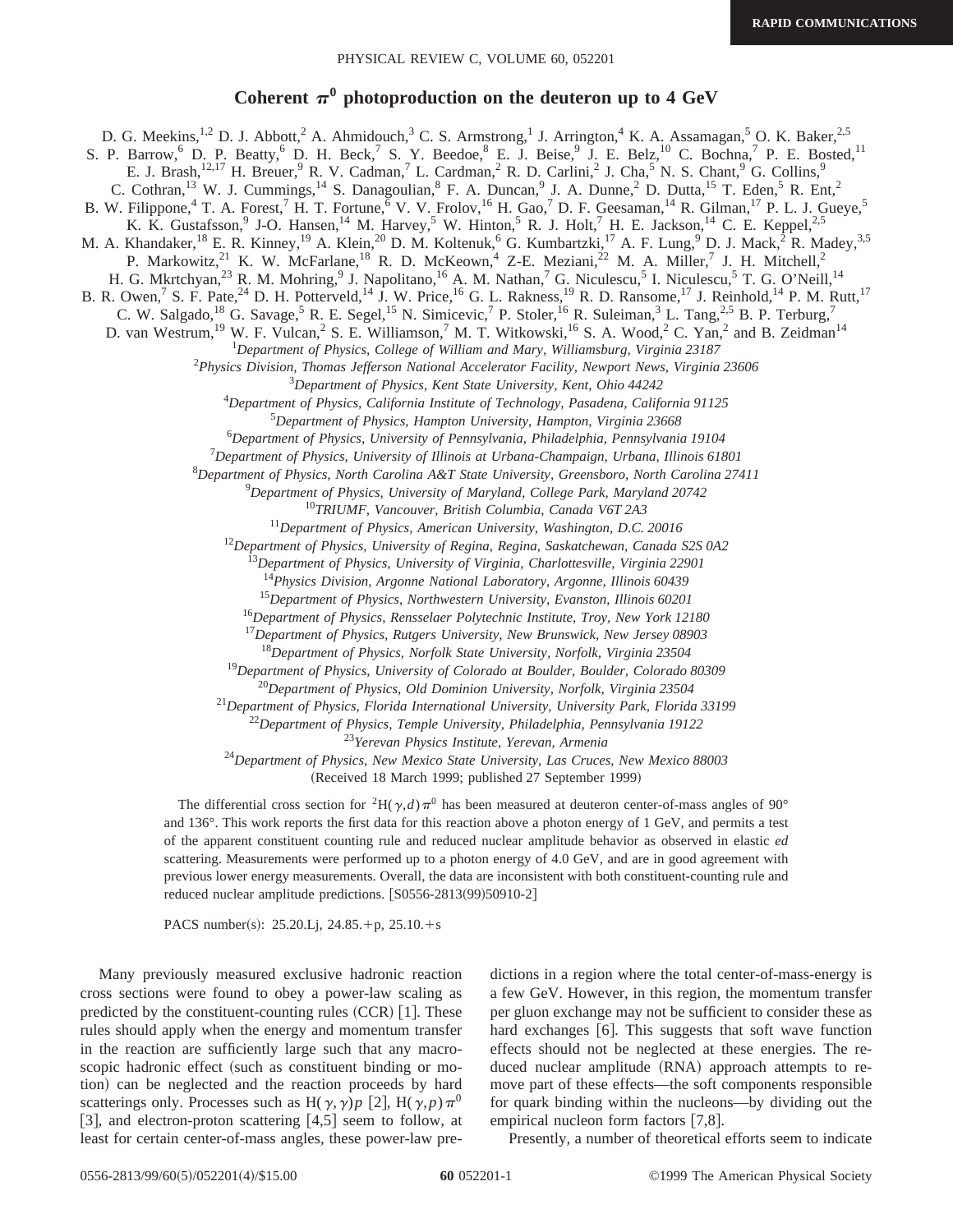# Coherent $\pi^0$ photoproduction on the deuteron up to 4 GeV

D. G. Meekins,[1,2] D. J. Abbott,[2] A. Ahmidouch,[3] C. S. Armstrong,[1] J. Arrington,[4] K. A. Assamagan,[5] O. K. Baker,[2,5] S. P. Barrow,[6] D. P. Beatty,[6] D. H. Beck,[7] S. Y. Beedoe,[8] E. J. Beise,[9] J. E. Belz,[10] C. Bochna,[7] P. E. Bosted,[11] E. J. Brash,[12,17] H. Breuer,[9] R. V. Cadman,[7] L. Cardman,[2] R. D. Carlini,[2] J. Cha,[5] N. S. Chant,[9] G. Collins,[9] C. Cothran,[13] W. J. Cummings,[14] S. Danagoulian,[8] F. A. Duncan,[9] J. A. Dunne,[2] D. Dutta,[15] T. Eden,[5] R. Ent,[2] B. W. Filippone,[4] T. A. Forest,[7] H. T. Fortune,[6] V. V. Frolov,[16] H. Gao,[7] D. F. Geesaman,[14] R. Gilman,[17] P. L. J. Gueye,[5] K. K. Gustafsson,[9] J-O. Hansen,[14] M. Harvey,[5] W. Hinton,[5] R. J. Holt,[7] H. E. Jackson,[14] C. E. Keppel,[2,5] M. A. Khandaker,[18] E. R. Kinney,[19] A. Klein,[20] D. M. Koltenuk,[6] G. Kumbartzki,[17] A. F. Lung,[9] D. J. Mack,[2] R. Madey,[3,5] P. Markowitz,[21] K. W. McFarlane,[18] R. D. McKeown,[4] Z-E. Meziani,[22] M. A. Miller,[7] J. H. Mitchell,[2] H. G. Mkrtchyan,[23] R. M. Mohring,[9] J. Napolitano,[16] A. M. Nathan,[7] G. Niculescu,[5] I. Niculescu,[5] T. G. O'Neill,[14] B. R. Owen,[7] S. F. Pate,[24] D. H. Potterveld,[14] J. W. Price,[16] G. L. Rakness,[19] R. D. Ransome,[17] J. Reinhold,[14] P. M. Rutt,[17] C. W. Salgado,[18] G. Savage,[5] R. E. Segel,[15] N. Simicevic,[7] P. Stoler,[16] R. Suleiman,[3] L. Tang,[2,5] B. P. Terburg,[7] D. van Westrum,[19] W. F. Vulcan,[2] S. E. Williamson,[7] M. T. Witkowski,[16] S. A. Wood,[2] C. Yan,[2] and B. Zeidman[14]

[1]*Department of Physics, College of William and Mary, Williamsburg, Virginia 23187*
[2]*Physics Division, Thomas Jefferson National Accelerator Facility, Newport News, Virginia 23606*
[3]*Department of Physics, Kent State University, Kent, Ohio 44242*
[4]*Department of Physics, California Institute of Technology, Pasadena, California 91125*
[5]*Department of Physics, Hampton University, Hampton, Virginia 23668*
[6]*Department of Physics, University of Pennsylvania, Philadelphia, Pennsylvania 19104*
[7]*Department of Physics, University of Illinois at Urbana-Champaign, Urbana, Illinois 61801*
[8]*Department of Physics, North Carolina A&T State University, Greensboro, North Carolina 27411*
[9]*Department of Physics, University of Maryland, College Park, Maryland 20742*
[10]*TRIUMF, Vancouver, British Columbia, Canada V6T 2A3*
[11]*Department of Physics, American University, Washington, D.C. 20016*
[12]*Department of Physics, University of Regina, Regina, Saskatchewan, Canada S2S 0A2*
[13]*Department of Physics, University of Virginia, Charlottesville, Virginia 22901*
[14]*Physics Division, Argonne National Laboratory, Argonne, Illinois 60439*
[15]*Department of Physics, Northwestern University, Evanston, Illinois 60201*
[16]*Department of Physics, Rensselaer Polytechnic Institute, Troy, New York 12180*
[17]*Department of Physics, Rutgers University, New Brunswick, New Jersey 08903*
[18]*Department of Physics, Norfolk State University, Norfolk, Virginia 23504*
[19]*Department of Physics, University of Colorado at Boulder, Boulder, Colorado 80309*
[20]*Department of Physics, Old Dominion University, Norfolk, Virginia 23504*
[21]*Department of Physics, Florida International University, University Park, Florida 33199*
[22]*Department of Physics, Temple University, Philadelphia, Pennsylvania 19122*
[23]*Yerevan Physics Institute, Yerevan, Armenia*
[24]*Department of Physics, New Mexico State University, Las Cruces, New Mexico 88003*

(Received 18 March 1999; published 27 September 1999)

The differential cross section for $^2\mathrm{H}(\gamma,d)\pi^0$ has been measured at deuteron center-of-mass angles of 90° and 136°. This work reports the first data for this reaction above a photon energy of 1 GeV, and permits a test of the apparent constituent counting rule and reduced nuclear amplitude behavior as observed in elastic *ed* scattering. Measurements were performed up to a photon energy of 4.0 GeV, and are in good agreement with previous lower energy measurements. Overall, the data are inconsistent with both constituent-counting rule and reduced nuclear amplitude predictions. [S0556-2813(99)50910-2]

PACS number(s): 25.20.Lj, 24.85.+p, 25.10.+s

Many previously measured exclusive hadronic reaction cross sections were found to obey a power-law scaling as predicted by the constituent-counting rules (CCR) [1]. These rules should apply when the energy and momentum transfer in the reaction are sufficiently large such that any macroscopic hadronic effect (such as constituent binding or motion) can be neglected and the reaction proceeds by hard scatterings only. Processes such as $\mathrm{H}(\gamma,\gamma)p$ [2], $\mathrm{H}(\gamma,p)\pi^0$ [3], and electron-proton scattering [4,5] seem to follow, at least for certain center-of-mass angles, these power-law predictions in a region where the total center-of-mass-energy is a few GeV. However, in this region, the momentum transfer per gluon exchange may not be sufficient to consider these as hard exchanges [6]. This suggests that soft wave function effects should not be neglected at these energies. The reduced nuclear amplitude (RNA) approach attempts to remove part of these effects—the soft components responsible for quark binding within the nucleons—by dividing out the empirical nucleon form factors [7,8].

Presently, a number of theoretical efforts seem to indicate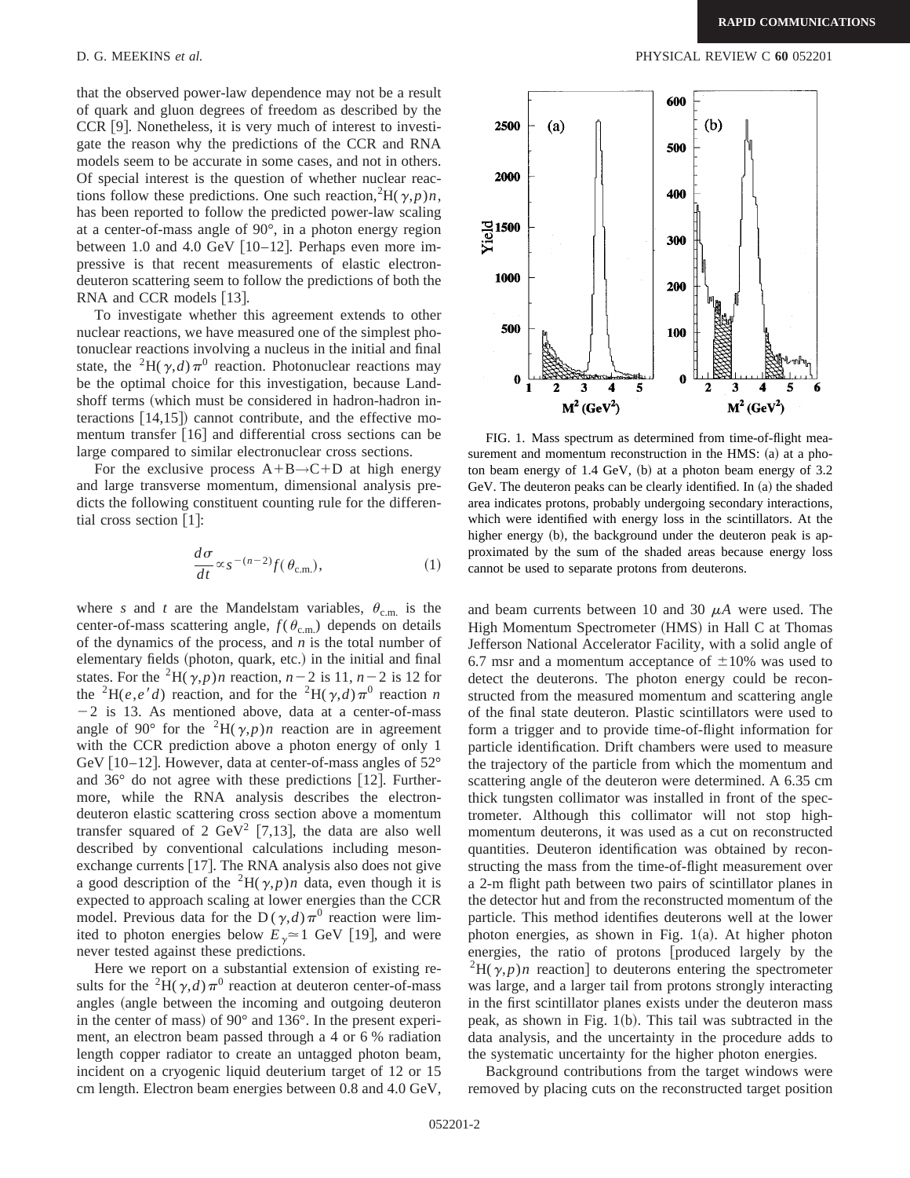that the observed power-law dependence may not be a result of quark and gluon degrees of freedom as described by the CCR [9]. Nonetheless, it is very much of interest to investigate the reason why the predictions of the CCR and RNA models seem to be accurate in some cases, and not in others. Of special interest is the question of whether nuclear reactions follow these predictions. One such reaction, $^2\mathrm{H}(\gamma,p)n$, has been reported to follow the predicted power-law scaling at a center-of-mass angle of 90°, in a photon energy region between 1.0 and 4.0 GeV [10–12]. Perhaps even more impressive is that recent measurements of elastic electron-deuteron scattering seem to follow the predictions of both the RNA and CCR models [13].

To investigate whether this agreement extends to other nuclear reactions, we have measured one of the simplest photonuclear reactions involving a nucleus in the initial and final state, the $^2\mathrm{H}(\gamma,d)\pi^0$ reaction. Photonuclear reactions may be the optimal choice for this investigation, because Landshoff terms (which must be considered in hadron-hadron interactions [14,15]) cannot contribute, and the effective momentum transfer [16] and differential cross sections can be large compared to similar electronuclear cross sections.

For the exclusive process $A+B\rightarrow C+D$ at high energy and large transverse momentum, dimensional analysis predicts the following constituent counting rule for the differential cross section [1]:

$$\frac{d\sigma}{dt}\propto s^{-(n-2)}f(\theta_{\mathrm{c.m.}}), \qquad (1)$$

where $s$ and $t$ are the Mandelstam variables, $\theta_{\mathrm{c.m.}}$ is the center-of-mass scattering angle, $f(\theta_{\mathrm{c.m.}})$ depends on details of the dynamics of the process, and $n$ is the total number of elementary fields (photon, quark, etc.) in the initial and final states. For the $^2\mathrm{H}(\gamma,p)n$ reaction, $n-2$ is 11, $n-2$ is 12 for the $^2\mathrm{H}(e,e'd)$ reaction, and for the $^2\mathrm{H}(\gamma,d)\pi^0$ reaction $n-2$ is 13. As mentioned above, data at a center-of-mass angle of 90° for the $^2\mathrm{H}(\gamma,p)n$ reaction are in agreement with the CCR prediction above a photon energy of only 1 GeV [10–12]. However, data at center-of-mass angles of 52° and 36° do not agree with these predictions [12]. Furthermore, while the RNA analysis describes the electron-deuteron elastic scattering cross section above a momentum transfer squared of 2 GeV$^2$ [7,13], the data are also well described by conventional calculations including meson-exchange currents [17]. The RNA analysis also does not give a good description of the $^2\mathrm{H}(\gamma,p)n$ data, even though it is expected to approach scaling at lower energies than the CCR model. Previous data for the $\mathrm{D}(\gamma,d)\pi^0$ reaction were limited to photon energies below $E_\gamma\simeq 1$ GeV [19], and were never tested against these predictions.

Here we report on a substantial extension of existing results for the $^2\mathrm{H}(\gamma,d)\pi^0$ reaction at deuteron center-of-mass angles (angle between the incoming and outgoing deuteron in the center of mass) of 90° and 136°. In the present experiment, an electron beam passed through a 4 or 6 % radiation length copper radiator to create an untagged photon beam, incident on a cryogenic liquid deuterium target of 12 or 15 cm length. Electron beam energies between 0.8 and 4.0 GeV, and beam currents between 10 and 30 $\mu A$ were used. The High Momentum Spectrometer (HMS) in Hall C at Thomas Jefferson National Accelerator Facility, with a solid angle of 6.7 msr and a momentum acceptance of $\pm 10\%$ was used to detect the deuterons. The photon energy could be reconstructed from the measured momentum and scattering angle of the final state deuteron. Plastic scintillators were used to form a trigger and to provide time-of-flight information for particle identification. Drift chambers were used to measure the trajectory of the particle from which the momentum and scattering angle of the deuteron were determined. A 6.35 cm thick tungsten collimator was installed in front of the spectrometer. Although this collimator will not stop high-momentum deuterons, it was used as a cut on reconstructed quantities. Deuteron identification was obtained by reconstructing the mass from the time-of-flight measurement over a 2-m flight path between two pairs of scintillator planes in the detector hut and from the reconstructed momentum of the particle. This method identifies deuterons well at the lower photon energies, as shown in Fig. 1(a). At higher photon energies, the ratio of protons [produced largely by the $^2\mathrm{H}(\gamma,p)n$ reaction] to deuterons entering the spectrometer was large, and a larger tail from protons strongly interacting in the first scintillator planes exists under the deuteron mass peak, as shown in Fig. 1(b). This tail was subtracted in the data analysis, and the uncertainty in the procedure adds to the systematic uncertainty for the higher photon energies.

FIG. 1. Mass spectrum as determined from time-of-flight measurement and momentum reconstruction in the HMS: (a) at a photon beam energy of 1.4 GeV, (b) at a photon beam energy of 3.2 GeV. The deuteron peaks can be clearly identified. In (a) the shaded area indicates protons, probably undergoing secondary interactions, which were identified with energy loss in the scintillators. At the higher energy (b), the background under the deuteron peak is approximated by the sum of the shaded areas because energy loss cannot be used to separate protons from deuterons.

Background contributions from the target windows were removed by placing cuts on the reconstructed target position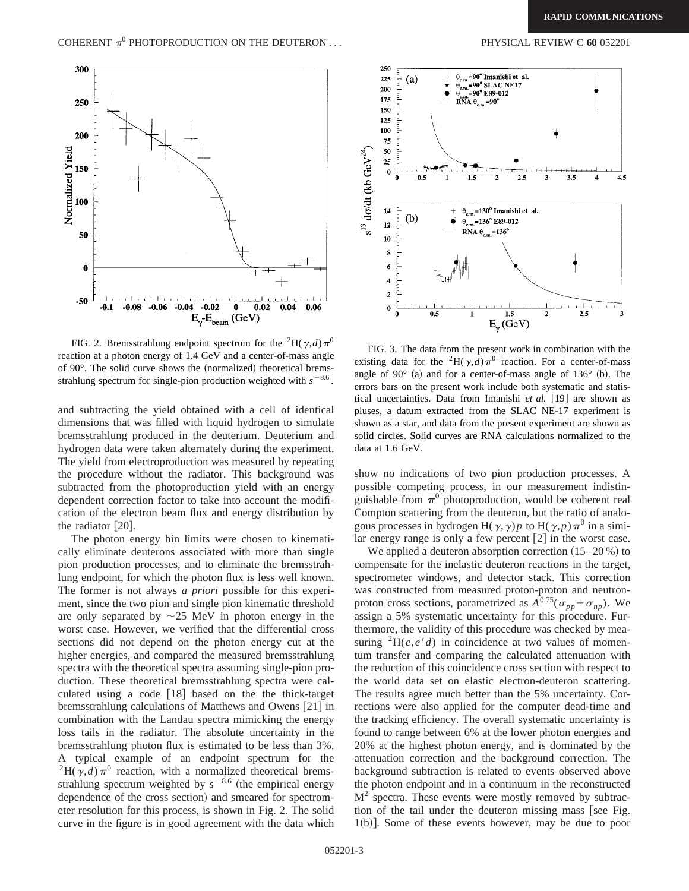FIG. 2. Bremsstrahlung endpoint spectrum for the $^2\text{H}(\gamma,d)\pi^0$ reaction at a photon energy of 1.4 GeV and a center-of-mass angle of 90°. The solid curve shows the (normalized) theoretical bremsstrahlung spectrum for single-pion production weighted with $s^{-8.6}$.

and subtracting the yield obtained with a cell of identical dimensions that was filled with liquid hydrogen to simulate bremsstrahlung produced in the deuterium. Deuterium and hydrogen data were taken alternately during the experiment. The yield from electroproduction was measured by repeating the procedure without the radiator. This background was subtracted from the photoproduction yield with an energy dependent correction factor to take into account the modification of the electron beam flux and energy distribution by the radiator [20].

The photon energy bin limits were chosen to kinematically eliminate deuterons associated with more than single pion production processes, and to eliminate the bremsstrahlung endpoint, for which the photon flux is less well known. The former is not always *a priori* possible for this experiment, since the two pion and single pion kinematic threshold are only separated by ~25 MeV in photon energy in the worst case. However, we verified that the differential cross sections did not depend on the photon energy cut at the higher energies, and compared the measured bremsstrahlung spectra with the theoretical spectra assuming single-pion production. These theoretical bremsstrahlung spectra were calculated using a code [18] based on the the thick-target bremsstrahlung calculations of Matthews and Owens [21] in combination with the Landau spectra mimicking the energy loss tails in the radiator. The absolute uncertainty in the bremsstrahlung photon flux is estimated to be less than 3%. A typical example of an endpoint spectrum for the $^2\text{H}(\gamma,d)\pi^0$ reaction, with a normalized theoretical bremsstrahlung spectrum weighted by $s^{-8.6}$ (the empirical energy dependence of the cross section) and smeared for spectrometer resolution for this process, is shown in Fig. 2. The solid curve in the figure is in good agreement with the data which show no indications of two pion production processes. A possible competing process, in our measurement indistinguishable from $\pi^0$ photoproduction, would be coherent real Compton scattering from the deuteron, but the ratio of analogous processes in hydrogen $\text{H}(\gamma,\gamma)p$ to $\text{H}(\gamma,p)\pi^0$ in a similar energy range is only a few percent [2] in the worst case.

FIG. 3. The data from the present work in combination with the existing data for the $^2\text{H}(\gamma,d)\pi^0$ reaction. For a center-of-mass angle of 90° (a) and for a center-of-mass angle of 136° (b). The errors bars on the present work include both systematic and statistical uncertainties. Data from Imanishi *et al.* [19] are shown as pluses, a datum extracted from the SLAC NE-17 experiment is shown as a star, and data from the present experiment are shown as solid circles. Solid curves are RNA calculations normalized to the data at 1.6 GeV.

We applied a deuteron absorption correction (15–20 %) to compensate for the inelastic deuteron reactions in the target, spectrometer windows, and detector stack. This correction was constructed from measured proton-proton and neutron-proton cross sections, parametrized as $A^{0.75}(\sigma_{pp}+\sigma_{np})$. We assign a 5% systematic uncertainty for this procedure. Furthermore, the validity of this procedure was checked by measuring $^2\text{H}(e,e'd)$ in coincidence at two values of momentum transfer and comparing the calculated attenuation with the reduction of this coincidence cross section with respect to the world data set on elastic electron-deuteron scattering. The results agree much better than the 5% uncertainty. Corrections were also applied for the computer dead-time and the tracking efficiency. The overall systematic uncertainty is found to range between 6% at the lower photon energies and 20% at the highest photon energy, and is dominated by the attenuation correction and the background correction. The background subtraction is related to events observed above the photon endpoint and in a continuum in the reconstructed $\text{M}^2$ spectra. These events were mostly removed by subtraction of the tail under the deuteron missing mass [see Fig. 1(b)]. Some of these events however, may be due to poor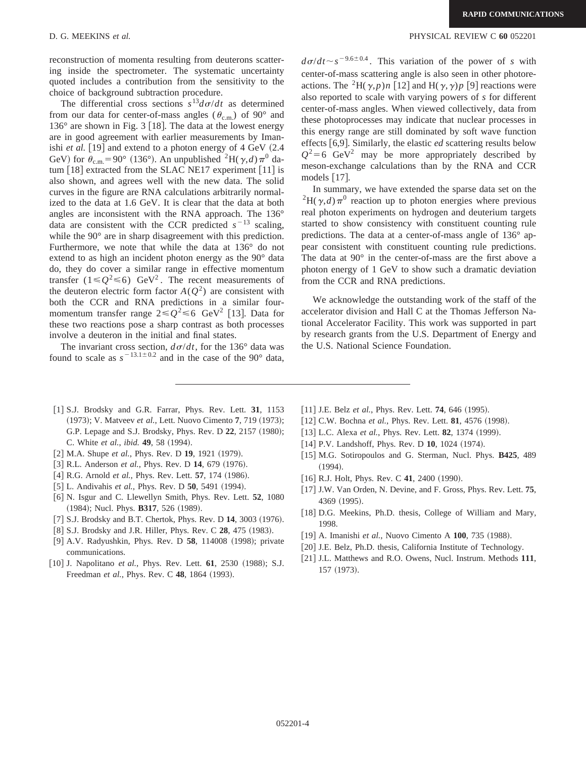reconstruction of momenta resulting from deuterons scattering inside the spectrometer. The systematic uncertainty quoted includes a contribution from the sensitivity to the choice of background subtraction procedure.

The differential cross sections $s^{13}d\sigma/dt$ as determined from our data for center-of-mass angles ($\theta_{\mathrm{c.m.}}$) of 90° and 136° are shown in Fig. 3 [18]. The data at the lowest energy are in good agreement with earlier measurements by Imanishi *et al.* [19] and extend to a photon energy of 4 GeV (2.4 GeV) for $\theta_{\mathrm{c.m.}} = 90°$ (136°). An unpublished ${}^{2}\mathrm{H}(\gamma,d)\pi^{0}$ datum [18] extracted from the SLAC NE17 experiment [11] is also shown, and agrees well with the new data. The solid curves in the figure are RNA calculations arbitrarily normalized to the data at 1.6 GeV. It is clear that the data at both angles are inconsistent with the RNA approach. The 136° data are consistent with the CCR predicted $s^{-13}$ scaling, while the 90° are in sharp disagreement with this prediction. Furthermore, we note that while the data at 136° do not extend to as high an incident photon energy as the 90° data do, they do cover a similar range in effective momentum transfer $(1 \leq Q^{2} \leq 6)$ GeV$^{2}$. The recent measurements of the deuteron electric form factor $A(Q^{2})$ are consistent with both the CCR and RNA predictions in a similar four-momentum transfer range $2 \leq Q^{2} \leq 6$ GeV$^{2}$ [13]. Data for these two reactions pose a sharp contrast as both processes involve a deuteron in the initial and final states.

The invariant cross section, $d\sigma/dt$, for the 136° data was found to scale as $s^{-13.1 \pm 0.2}$ and in the case of the 90° data, $d\sigma/dt \sim s^{-9.6 \pm 0.4}$. This variation of the power of $s$ with center-of-mass scattering angle is also seen in other photoreactions. The ${}^{2}\mathrm{H}(\gamma,p)n$ [12] and $\mathrm{H}(\gamma,\gamma)p$ [9] reactions were also reported to scale with varying powers of $s$ for different center-of-mass angles. When viewed collectively, data from these photoprocesses may indicate that nuclear processes in this energy range are still dominated by soft wave function effects [6,9]. Similarly, the elastic *ed* scattering results below $Q^{2} = 6$ GeV$^{2}$ may be more appropriately described by meson-exchange calculations than by the RNA and CCR models [17].

In summary, we have extended the sparse data set on the ${}^{2}\mathrm{H}(\gamma,d)\pi^{0}$ reaction up to photon energies where previous real photon experiments on hydrogen and deuterium targets started to show consistency with constituent counting rule predictions. The data at a center-of-mass angle of 136° appear consistent with constituent counting rule predictions. The data at 90° in the center-of-mass are the first above a photon energy of 1 GeV to show such a dramatic deviation from the CCR and RNA predictions.

We acknowledge the outstanding work of the staff of the accelerator division and Hall C at the Thomas Jefferson National Accelerator Facility. This work was supported in part by research grants from the U.S. Department of Energy and the U.S. National Science Foundation.

---

[1] S.J. Brodsky and G.R. Farrar, Phys. Rev. Lett. **31**, 1153 (1973); V. Matveev *et al.*, Lett. Nuovo Cimento **7**, 719 (1973); G.P. Lepage and S.J. Brodsky, Phys. Rev. D **22**, 2157 (1980); C. White *et al.*, *ibid.* **49**, 58 (1994).

[2] M.A. Shupe *et al.*, Phys. Rev. D **19**, 1921 (1979).

[3] R.L. Anderson *et al.*, Phys. Rev. D **14**, 679 (1976).

[4] R.G. Arnold *et al.*, Phys. Rev. Lett. **57**, 174 (1986).

[5] L. Andivahis *et al.*, Phys. Rev. D **50**, 5491 (1994).

[6] N. Isgur and C. Llewellyn Smith, Phys. Rev. Lett. **52**, 1080 (1984); Nucl. Phys. **B317**, 526 (1989).

[7] S.J. Brodsky and B.T. Chertok, Phys. Rev. D **14**, 3003 (1976).

[8] S.J. Brodsky and J.R. Hiller, Phys. Rev. C **28**, 475 (1983).

[9] A.V. Radyushkin, Phys. Rev. D **58**, 114008 (1998); private communications.

[10] J. Napolitano *et al.*, Phys. Rev. Lett. **61**, 2530 (1988); S.J. Freedman *et al.*, Phys. Rev. C **48**, 1864 (1993).

[11] J.E. Belz *et al.*, Phys. Rev. Lett. **74**, 646 (1995).

[12] C.W. Bochna *et al.*, Phys. Rev. Lett. **81**, 4576 (1998).

[13] L.C. Alexa *et al.*, Phys. Rev. Lett. **82**, 1374 (1999).

[14] P.V. Landshoff, Phys. Rev. D **10**, 1024 (1974).

[15] M.G. Sotiropoulos and G. Sterman, Nucl. Phys. **B425**, 489 (1994).

[16] R.J. Holt, Phys. Rev. C **41**, 2400 (1990).

[17] J.W. Van Orden, N. Devine, and F. Gross, Phys. Rev. Lett. **75**, 4369 (1995).

[18] D.G. Meekins, Ph.D. thesis, College of William and Mary, 1998.

[19] A. Imanishi *et al.*, Nuovo Cimento A **100**, 735 (1988).

[20] J.E. Belz, Ph.D. thesis, California Institute of Technology.

[21] J.L. Matthews and R.O. Owens, Nucl. Instrum. Methods **111**, 157 (1973).